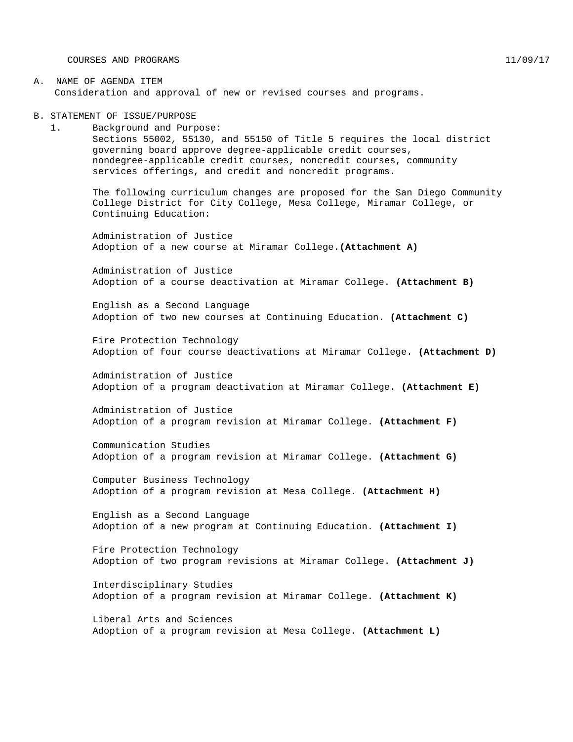COURSES AND PROGRAMS 11/09/17

A. NAME OF AGENDA ITEM

Consideration and approval of new or revised courses and programs.

B. STATEMENT OF ISSUE/PURPOSE

1. Background and Purpose:

Sections 55002, 55130, and 55150 of Title 5 requires the local district governing board approve degree-applicable credit courses, nondegree-applicable credit courses, noncredit courses, community services offerings, and credit and noncredit programs.

The following curriculum changes are proposed for the San Diego Community College District for City College, Mesa College, Miramar College, or Continuing Education:

Administration of Justice
Adoption of a new course at Miramar College. **(Attachment A)**

Administration of Justice
Adoption of a course deactivation at Miramar College. **(Attachment B)**

English as a Second Language
Adoption of two new courses at Continuing Education. **(Attachment C)**

Fire Protection Technology
Adoption of four course deactivations at Miramar College. **(Attachment D)**

Administration of Justice
Adoption of a program deactivation at Miramar College. **(Attachment E)**

Administration of Justice
Adoption of a program revision at Miramar College. **(Attachment F)**

Communication Studies
Adoption of a program revision at Miramar College. **(Attachment G)**

Computer Business Technology
Adoption of a program revision at Mesa College. **(Attachment H)**

English as a Second Language
Adoption of a new program at Continuing Education. **(Attachment I)**

Fire Protection Technology
Adoption of two program revisions at Miramar College. **(Attachment J)**

Interdisciplinary Studies
Adoption of a program revision at Miramar College. **(Attachment K)**

Liberal Arts and Sciences
Adoption of a program revision at Mesa College. **(Attachment L)**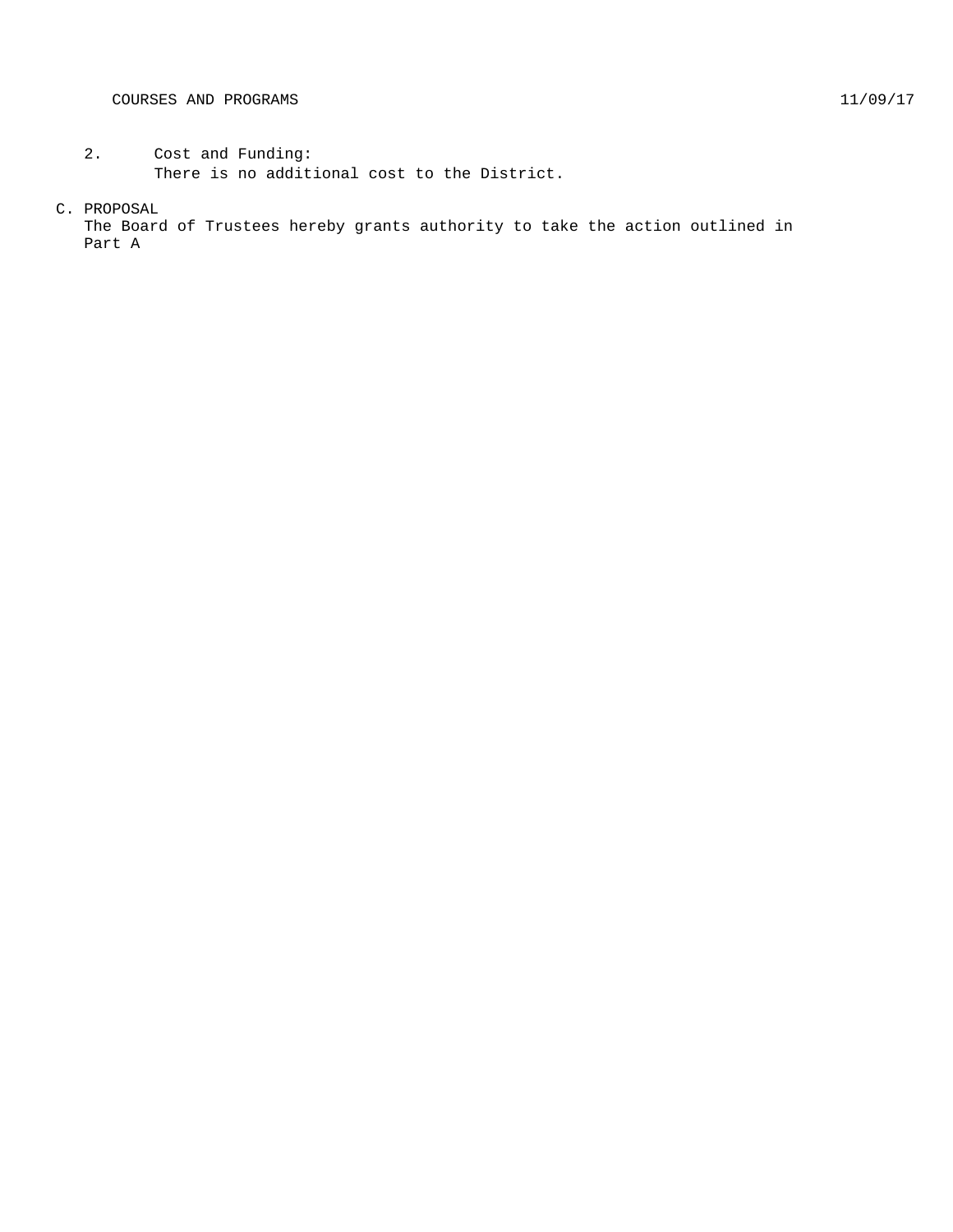2. Cost and Funding:
   There is no additional cost to the District.

C. PROPOSAL

The Board of Trustees hereby grants authority to take the action outlined in Part A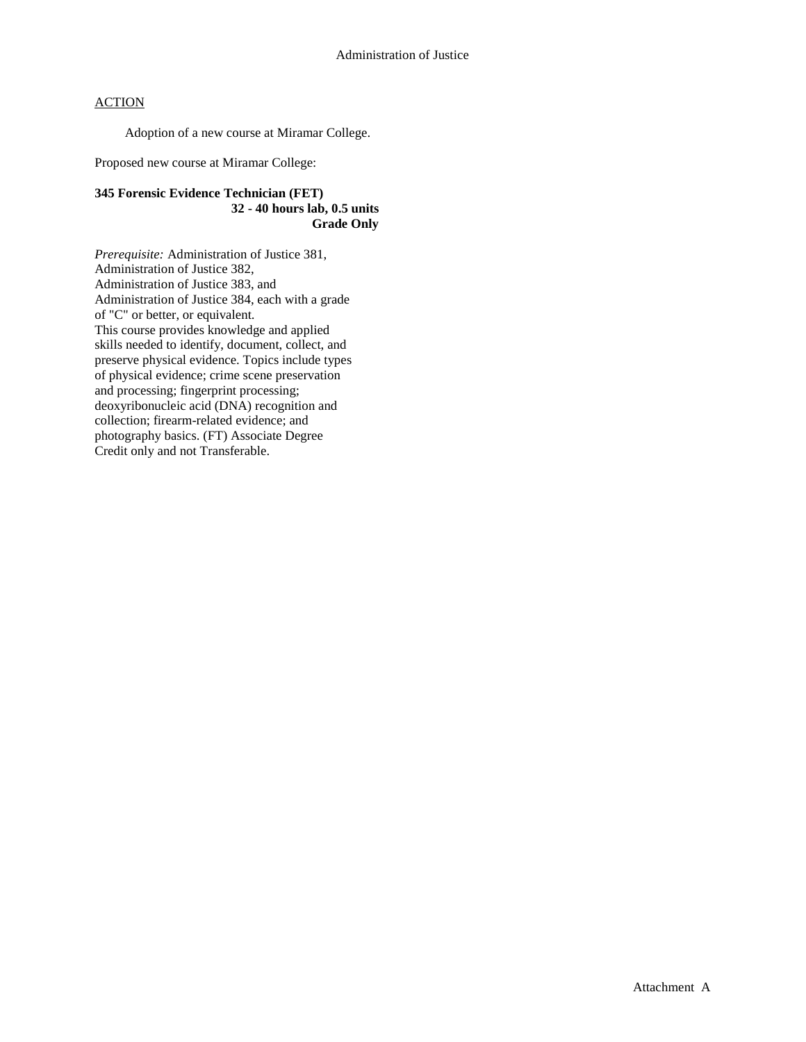Administration of Justice

ACTION

Adoption of a new course at Miramar College.

Proposed new course at Miramar College:

**345 Forensic Evidence Technician (FET)**
**32 - 40 hours lab, 0.5 units**
**Grade Only**

*Prerequisite:* Administration of Justice 381, Administration of Justice 382, Administration of Justice 383, and Administration of Justice 384, each with a grade of "C" or better, or equivalent.
This course provides knowledge and applied skills needed to identify, document, collect, and preserve physical evidence. Topics include types of physical evidence; crime scene preservation and processing; fingerprint processing; deoxyribonucleic acid (DNA) recognition and collection; firearm-related evidence; and photography basics. (FT) Associate Degree Credit only and not Transferable.

Attachment A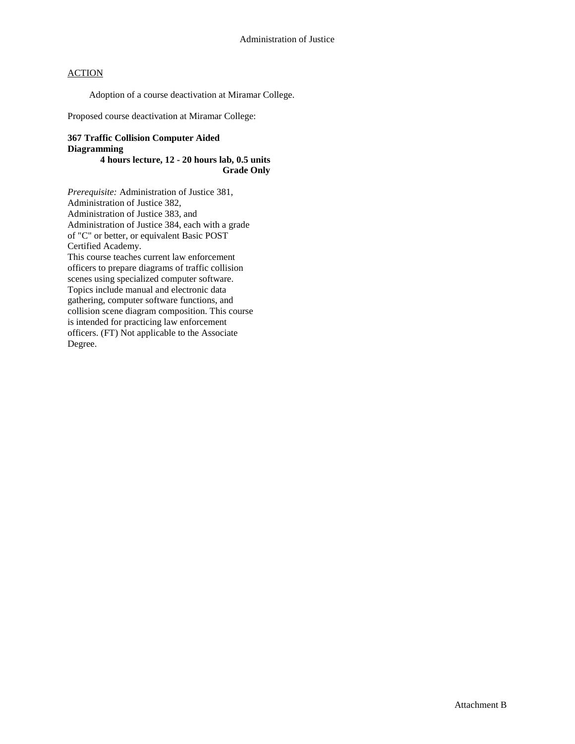Administration of Justice

<u>ACTION</u>

Adoption of a course deactivation at Miramar College.

Proposed course deactivation at Miramar College:

**367 Traffic Collision Computer Aided Diagramming**
**4 hours lecture, 12 - 20 hours lab, 0.5 units**
**Grade Only**

*Prerequisite:* Administration of Justice 381, Administration of Justice 382, Administration of Justice 383, and Administration of Justice 384, each with a grade of "C" or better, or equivalent Basic POST Certified Academy.
This course teaches current law enforcement officers to prepare diagrams of traffic collision scenes using specialized computer software. Topics include manual and electronic data gathering, computer software functions, and collision scene diagram composition. This course is intended for practicing law enforcement officers. (FT) Not applicable to the Associate Degree.

Attachment B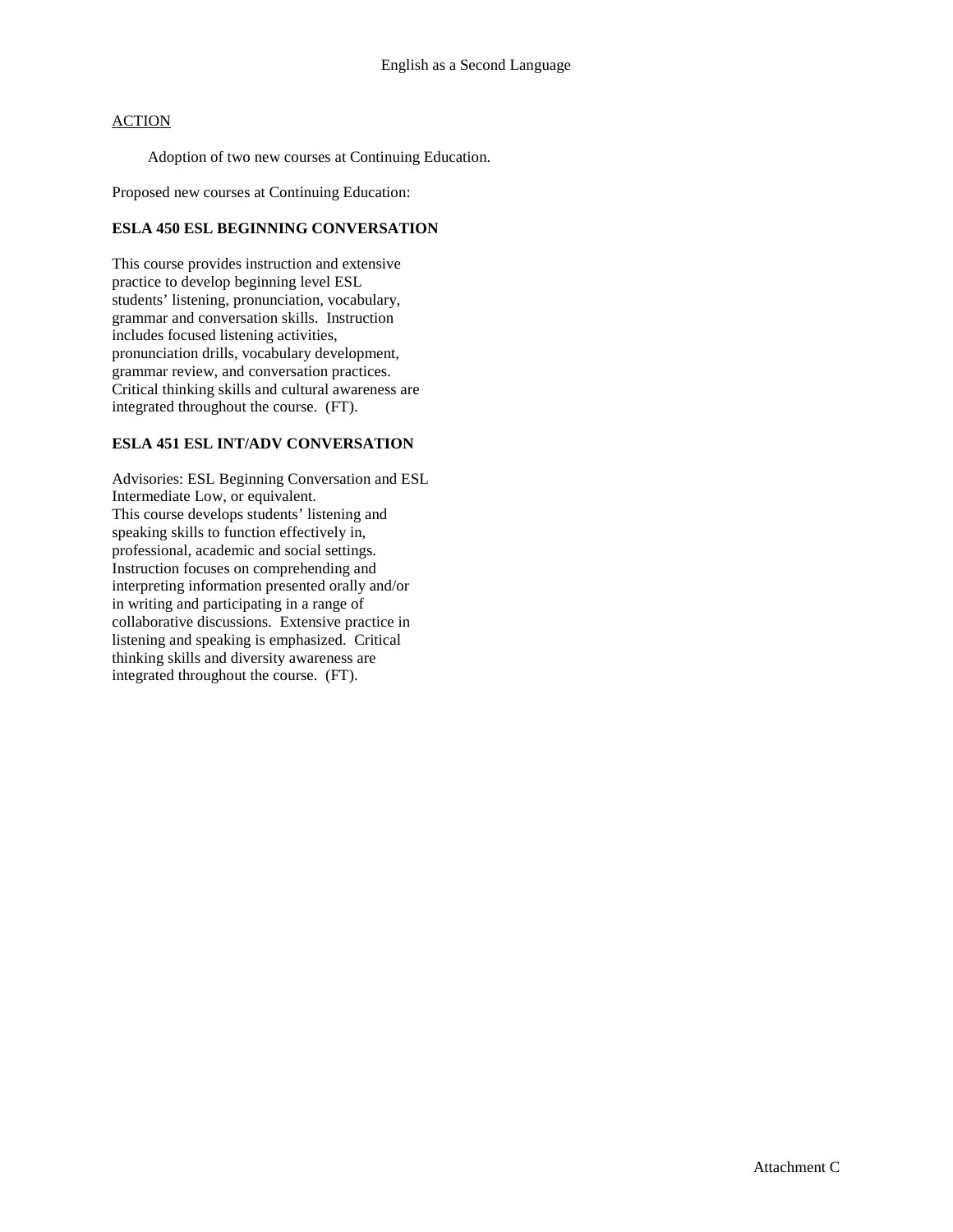English as a Second Language

ACTION

Adoption of two new courses at Continuing Education.

Proposed new courses at Continuing Education:

**ESLA 450 ESL BEGINNING CONVERSATION**

This course provides instruction and extensive practice to develop beginning level ESL students' listening, pronunciation, vocabulary, grammar and conversation skills. Instruction includes focused listening activities, pronunciation drills, vocabulary development, grammar review, and conversation practices. Critical thinking skills and cultural awareness are integrated throughout the course. (FT).

**ESLA 451 ESL INT/ADV CONVERSATION**

Advisories: ESL Beginning Conversation and ESL Intermediate Low, or equivalent.
This course develops students' listening and speaking skills to function effectively in, professional, academic and social settings. Instruction focuses on comprehending and interpreting information presented orally and/or in writing and participating in a range of collaborative discussions. Extensive practice in listening and speaking is emphasized. Critical thinking skills and diversity awareness are integrated throughout the course. (FT).

Attachment C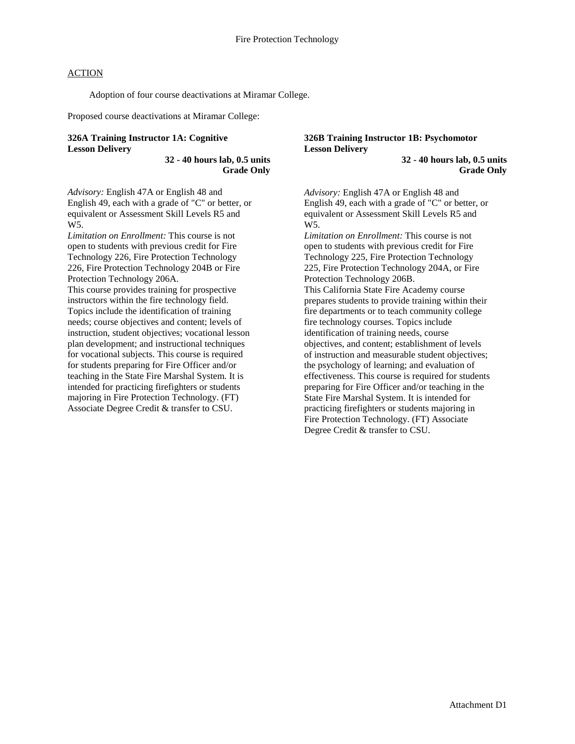Fire Protection Technology

ACTION

Adoption of four course deactivations at Miramar College.

Proposed course deactivations at Miramar College:

**326A Training Instructor 1A: Cognitive Lesson Delivery**

**32 - 40 hours lab, 0.5 units**
**Grade Only**

*Advisory:* English 47A or English 48 and English 49, each with a grade of "C" or better, or equivalent or Assessment Skill Levels R5 and W5.
*Limitation on Enrollment:* This course is not open to students with previous credit for Fire Technology 226, Fire Protection Technology 226, Fire Protection Technology 204B or Fire Protection Technology 206A.
This course provides training for prospective instructors within the fire technology field. Topics include the identification of training needs; course objectives and content; levels of instruction, student objectives; vocational lesson plan development; and instructional techniques for vocational subjects. This course is required for students preparing for Fire Officer and/or teaching in the State Fire Marshal System. It is intended for practicing firefighters or students majoring in Fire Protection Technology. (FT) Associate Degree Credit & transfer to CSU.

**326B Training Instructor 1B: Psychomotor Lesson Delivery**

**32 - 40 hours lab, 0.5 units**
**Grade Only**

*Advisory:* English 47A or English 48 and English 49, each with a grade of "C" or better, or equivalent or Assessment Skill Levels R5 and W5.
*Limitation on Enrollment:* This course is not open to students with previous credit for Fire Technology 225, Fire Protection Technology 225, Fire Protection Technology 204A, or Fire Protection Technology 206B.
This California State Fire Academy course prepares students to provide training within their fire departments or to teach community college fire technology courses. Topics include identification of training needs, course objectives, and content; establishment of levels of instruction and measurable student objectives; the psychology of learning; and evaluation of effectiveness. This course is required for students preparing for Fire Officer and/or teaching in the State Fire Marshal System. It is intended for practicing firefighters or students majoring in Fire Protection Technology. (FT) Associate Degree Credit & transfer to CSU.

Attachment D1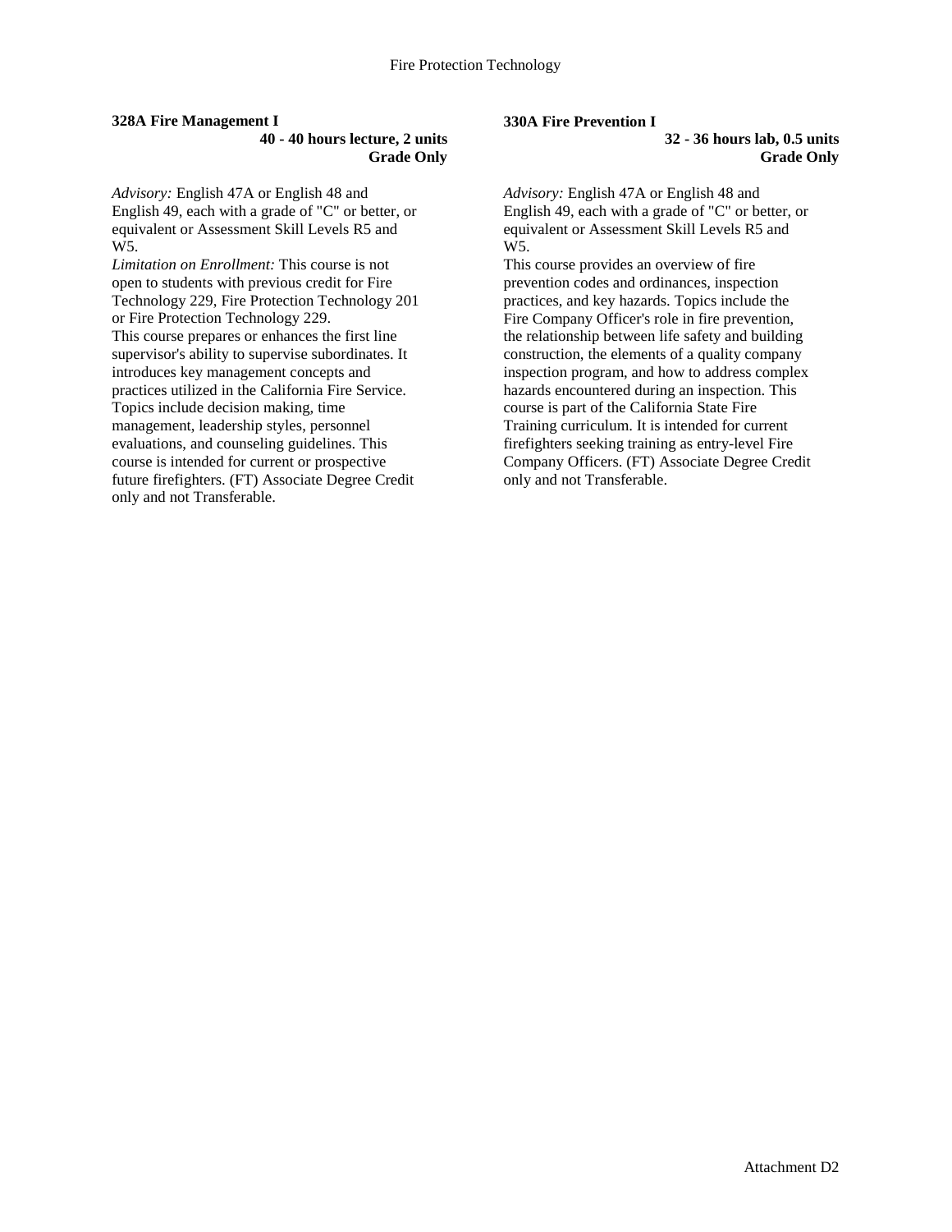**328A Fire Management I**

**40 - 40 hours lecture, 2 units**
**Grade Only**

*Advisory:* English 47A or English 48 and English 49, each with a grade of "C" or better, or equivalent or Assessment Skill Levels R5 and W5.
*Limitation on Enrollment:* This course is not open to students with previous credit for Fire Technology 229, Fire Protection Technology 201 or Fire Protection Technology 229.
This course prepares or enhances the first line supervisor's ability to supervise subordinates. It introduces key management concepts and practices utilized in the California Fire Service. Topics include decision making, time management, leadership styles, personnel evaluations, and counseling guidelines. This course is intended for current or prospective future firefighters. (FT) Associate Degree Credit only and not Transferable.

**330A Fire Prevention I**

**32 - 36 hours lab, 0.5 units**
**Grade Only**

*Advisory:* English 47A or English 48 and English 49, each with a grade of "C" or better, or equivalent or Assessment Skill Levels R5 and W5.
This course provides an overview of fire prevention codes and ordinances, inspection practices, and key hazards. Topics include the Fire Company Officer's role in fire prevention, the relationship between life safety and building construction, the elements of a quality company inspection program, and how to address complex hazards encountered during an inspection. This course is part of the California State Fire Training curriculum. It is intended for current firefighters seeking training as entry-level Fire Company Officers. (FT) Associate Degree Credit only and not Transferable.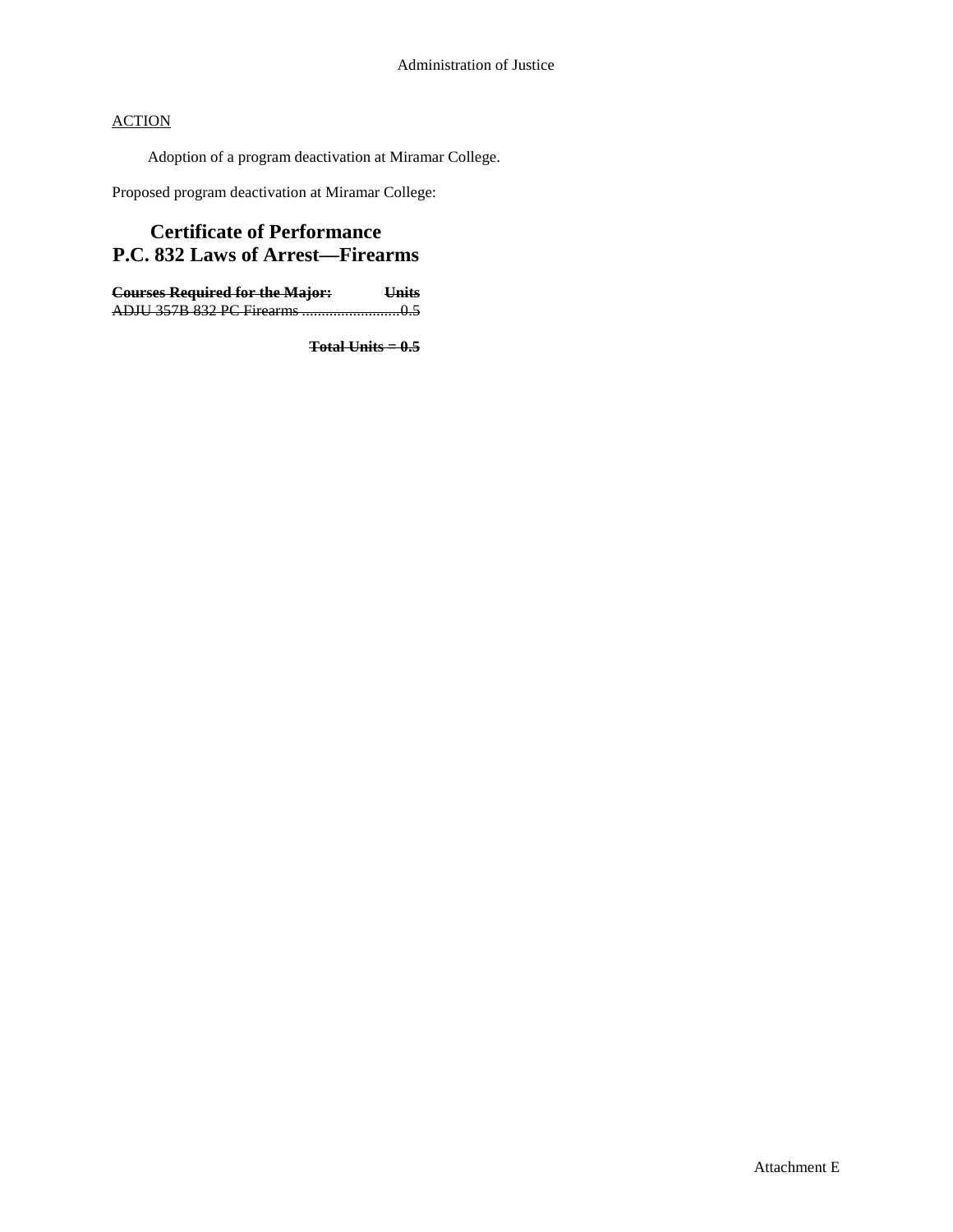ACTION

Adoption of a program deactivation at Miramar College.

Proposed program deactivation at Miramar College:

## Certificate of Performance
## P.C. 832 Laws of Arrest—Firearms

| ~~**Courses Required for the Major:**~~ | ~~**Units**~~ |
|---|---|
| ~~ADJU 357B 832 PC Firearms~~ | ~~0.5~~ |
| | ~~**Total Units = 0.5**~~ |

Attachment E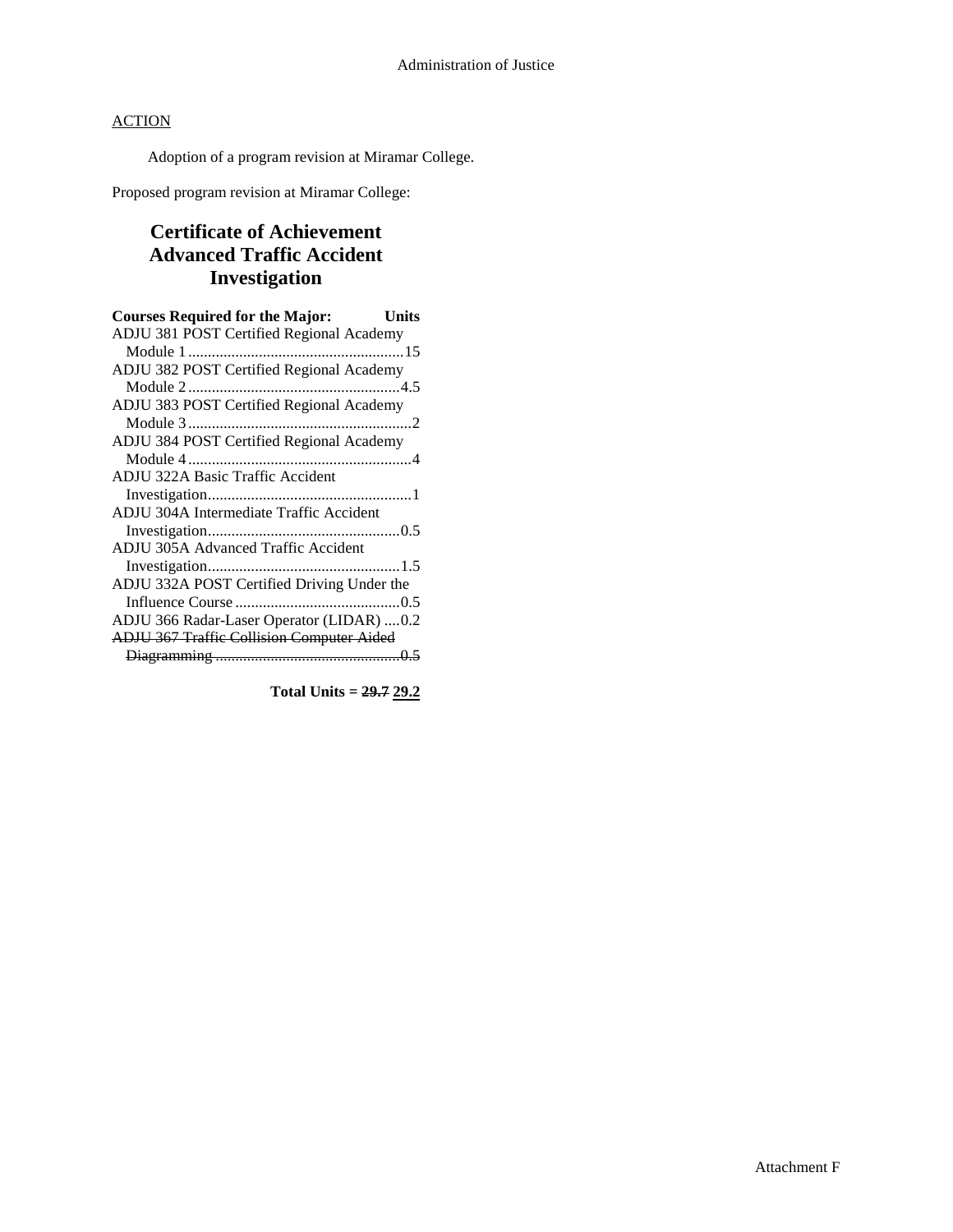Administration of Justice

ACTION

Adoption of a program revision at Miramar College.

Proposed program revision at Miramar College:

## Certificate of Achievement Advanced Traffic Accident Investigation

| Courses Required for the Major: | Units |
|---|---|
| ADJU 381 POST Certified Regional Academy Module 1 | 15 |
| ADJU 382 POST Certified Regional Academy Module 2 | 4.5 |
| ADJU 383 POST Certified Regional Academy Module 3 | 2 |
| ADJU 384 POST Certified Regional Academy Module 4 | 4 |
| ADJU 322A Basic Traffic Accident Investigation | 1 |
| ADJU 304A Intermediate Traffic Accident Investigation | 0.5 |
| ADJU 305A Advanced Traffic Accident Investigation | 1.5 |
| ADJU 332A POST Certified Driving Under the Influence Course | 0.5 |
| ADJU 366 Radar-Laser Operator (LIDAR) | 0.2 |
| ~~ADJU 367 Traffic Collision Computer Aided Diagramming~~ | ~~0.5~~ |

**Total Units = ~~29.7~~ 29.2**

Attachment F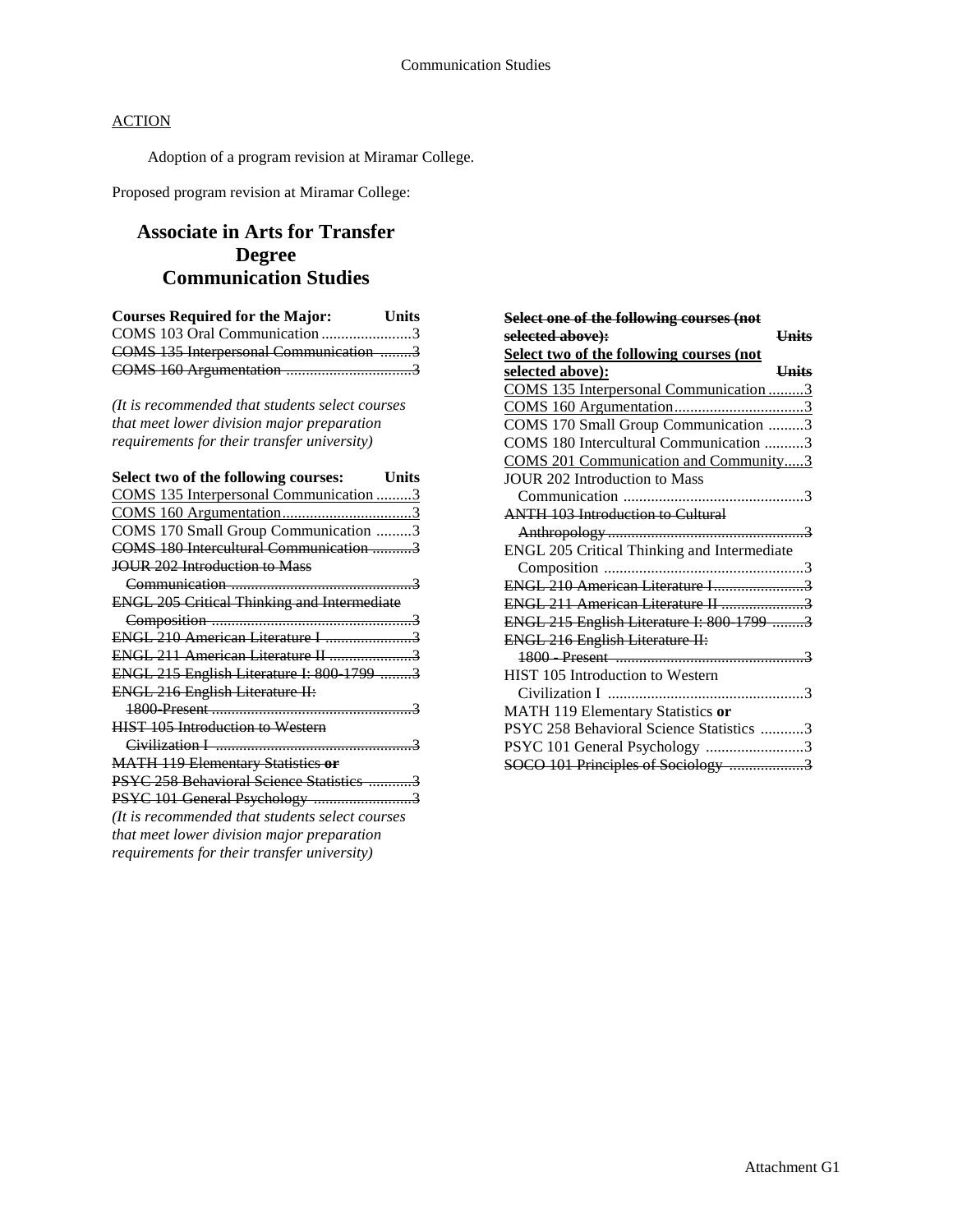Communication Studies

ACTION

Adoption of a program revision at Miramar College.

Proposed program revision at Miramar College:

# Associate in Arts for Transfer Degree Communication Studies

| Courses Required for the Major: | Units |
|---|---|
| COMS 103 Oral Communication | 3 |
| ~~COMS 135 Interpersonal Communication~~ | ~~3~~ |
| ~~COMS 160 Argumentation~~ | ~~3~~ |

*(It is recommended that students select courses that meet lower division major preparation requirements for their transfer university)*

| Select two of the following courses: | Units |
|---|---|
| COMS 135 Interpersonal Communication | 3 |
| COMS 160 Argumentation | 3 |
| COMS 170 Small Group Communication | 3 |
| ~~COMS 180 Intercultural Communication~~ | ~~3~~ |
| ~~JOUR 202 Introduction to Mass Communication~~ | ~~3~~ |
| ~~ENGL 205 Critical Thinking and Intermediate Composition~~ | ~~3~~ |
| ~~ENGL 210 American Literature I~~ | ~~3~~ |
| ~~ENGL 211 American Literature II~~ | ~~3~~ |
| ~~ENGL 215 English Literature I: 800-1799~~ | ~~3~~ |
| ~~ENGL 216 English Literature II: 1800-Present~~ | ~~3~~ |
| ~~HIST 105 Introduction to Western Civilization I~~ | ~~3~~ |
| ~~MATH 119 Elementary Statistics **or**~~ | |
| ~~PSYC 258 Behavioral Science Statistics~~ | ~~3~~ |
| ~~PSYC 101 General Psychology~~ | ~~3~~ |

*(It is recommended that students select courses that meet lower division major preparation requirements for their transfer university)*

| ~~**Select one of the following courses (not selected above):**~~ **Select two of the following courses (not selected above):** | ~~**Units**~~ |
|---|---|
| COMS 135 Interpersonal Communication | 3 |
| COMS 160 Argumentation | 3 |
| COMS 170 Small Group Communication | 3 |
| COMS 180 Intercultural Communication | 3 |
| COMS 201 Communication and Community | 3 |
| JOUR 202 Introduction to Mass Communication | 3 |
| ~~ANTH 103 Introduction to Cultural Anthropology~~ | ~~3~~ |
| ENGL 205 Critical Thinking and Intermediate Composition | 3 |
| ~~ENGL 210 American Literature I~~ | ~~3~~ |
| ~~ENGL 211 American Literature II~~ | ~~3~~ |
| ~~ENGL 215 English Literature I: 800-1799~~ | ~~3~~ |
| ~~ENGL 216 English Literature II: 1800 - Present~~ | ~~3~~ |
| HIST 105 Introduction to Western Civilization I | 3 |
| MATH 119 Elementary Statistics **or** | |
| PSYC 258 Behavioral Science Statistics | 3 |
| PSYC 101 General Psychology | 3 |
| ~~SOCO 101 Principles of Sociology~~ | ~~3~~ |

Attachment G1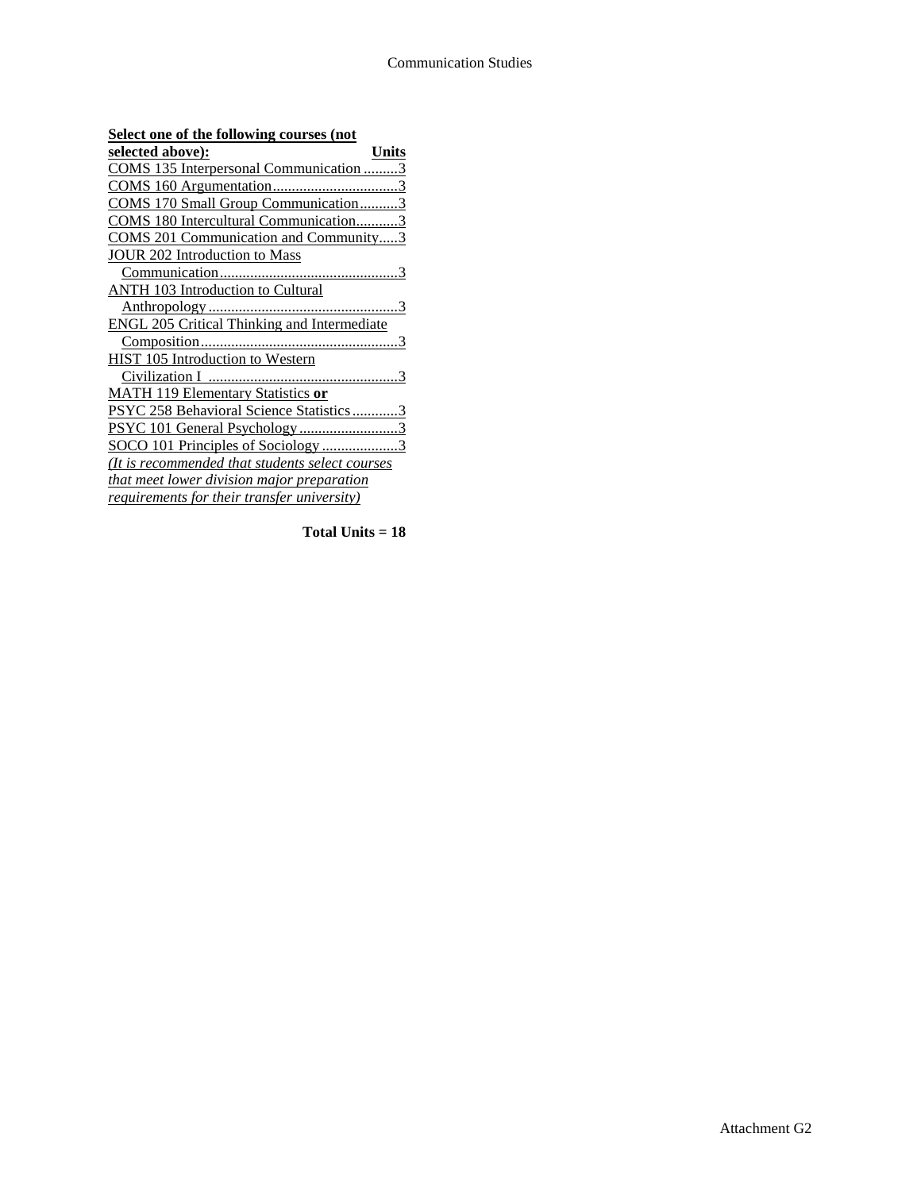| Select one of the following courses (not selected above): | Units |
|---|---|
| COMS 135 Interpersonal Communication | 3 |
| COMS 160 Argumentation | 3 |
| COMS 170 Small Group Communication | 3 |
| COMS 180 Intercultural Communication | 3 |
| COMS 201 Communication and Community | 3 |
| JOUR 202 Introduction to Mass Communication | 3 |
| ANTH 103 Introduction to Cultural Anthropology | 3 |
| ENGL 205 Critical Thinking and Intermediate Composition | 3 |
| HIST 105 Introduction to Western Civilization I | 3 |
| MATH 119 Elementary Statistics **or** PSYC 258 Behavioral Science Statistics | 3 |
| PSYC 101 General Psychology | 3 |
| SOCO 101 Principles of Sociology | 3 |

*(It is recommended that students select courses that meet lower division major preparation requirements for their transfer university)*

**Total Units = 18**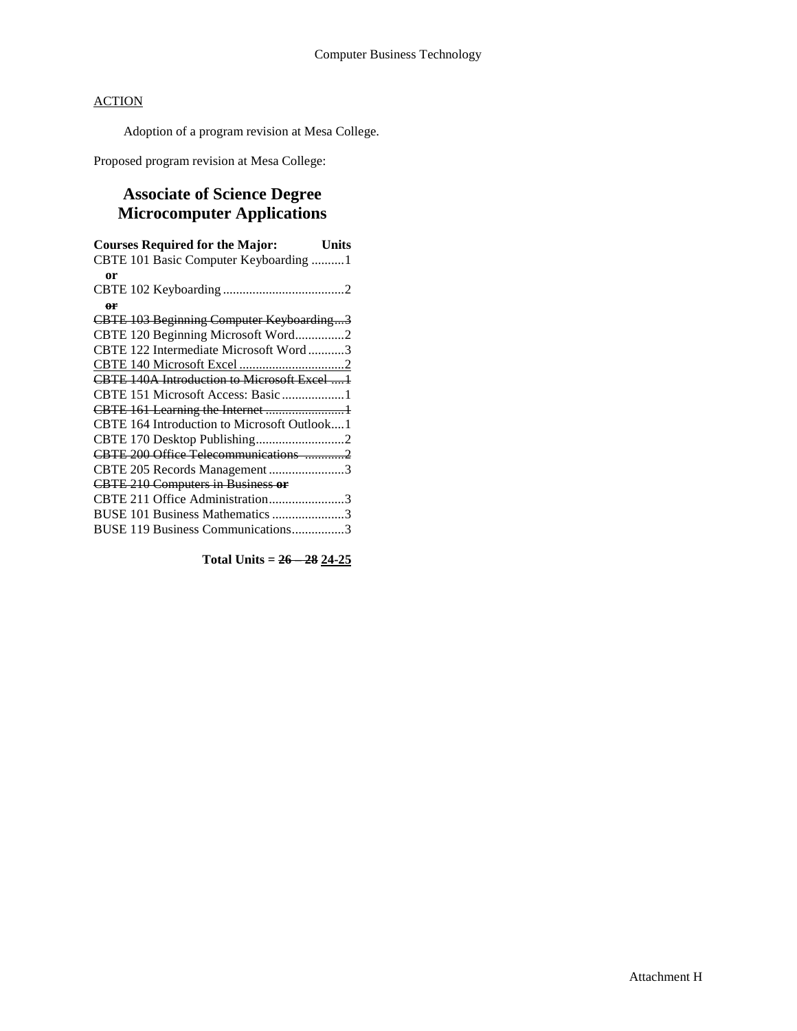ACTION

Adoption of a program revision at Mesa College.

Proposed program revision at Mesa College:

## Associate of Science Degree
## Microcomputer Applications

| Courses Required for the Major: | Units |
|---|---|
| CBTE 101 Basic Computer Keyboarding | 1 |
| **or** | |
| CBTE 102 Keyboarding | 2 |
| ~~**or**~~ | |
| ~~CBTE 103 Beginning Computer Keyboarding~~ | ~~3~~ |
| CBTE 120 Beginning Microsoft Word | 2 |
| CBTE 122 Intermediate Microsoft Word | 3 |
| <u>CBTE 140 Microsoft Excel</u> | <u>2</u> |
| ~~CBTE 140A Introduction to Microsoft Excel~~ | ~~1~~ |
| CBTE 151 Microsoft Access: Basic | 1 |
| ~~CBTE 161 Learning the Internet~~ | ~~1~~ |
| CBTE 164 Introduction to Microsoft Outlook | 1 |
| CBTE 170 Desktop Publishing | 2 |
| ~~CBTE 200 Office Telecommunications~~ | ~~2~~ |
| CBTE 205 Records Management | 3 |
| ~~CBTE 210 Computers in Business **or**~~ | |
| CBTE 211 Office Administration | 3 |
| BUSE 101 Business Mathematics | 3 |
| BUSE 119 Business Communications | 3 |

**Total Units = ~~26 – 28~~ <u>24-25</u>**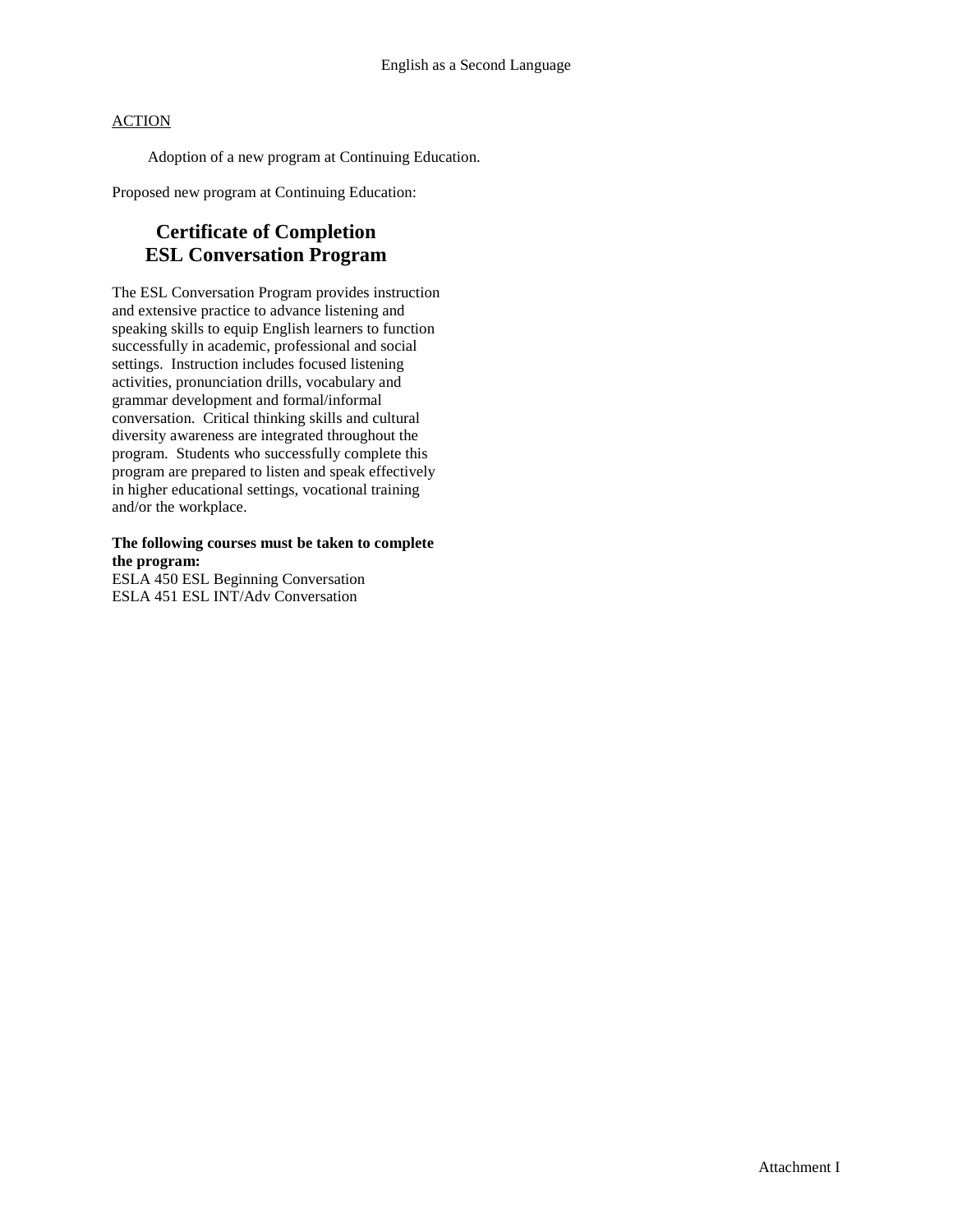English as a Second Language

ACTION

Adoption of a new program at Continuing Education.

Proposed new program at Continuing Education:

## Certificate of Completion
## ESL Conversation Program

The ESL Conversation Program provides instruction and extensive practice to advance listening and speaking skills to equip English learners to function successfully in academic, professional and social settings. Instruction includes focused listening activities, pronunciation drills, vocabulary and grammar development and formal/informal conversation. Critical thinking skills and cultural diversity awareness are integrated throughout the program. Students who successfully complete this program are prepared to listen and speak effectively in higher educational settings, vocational training and/or the workplace.

**The following courses must be taken to complete the program:**
ESLA 450 ESL Beginning Conversation
ESLA 451 ESL INT/Adv Conversation

Attachment I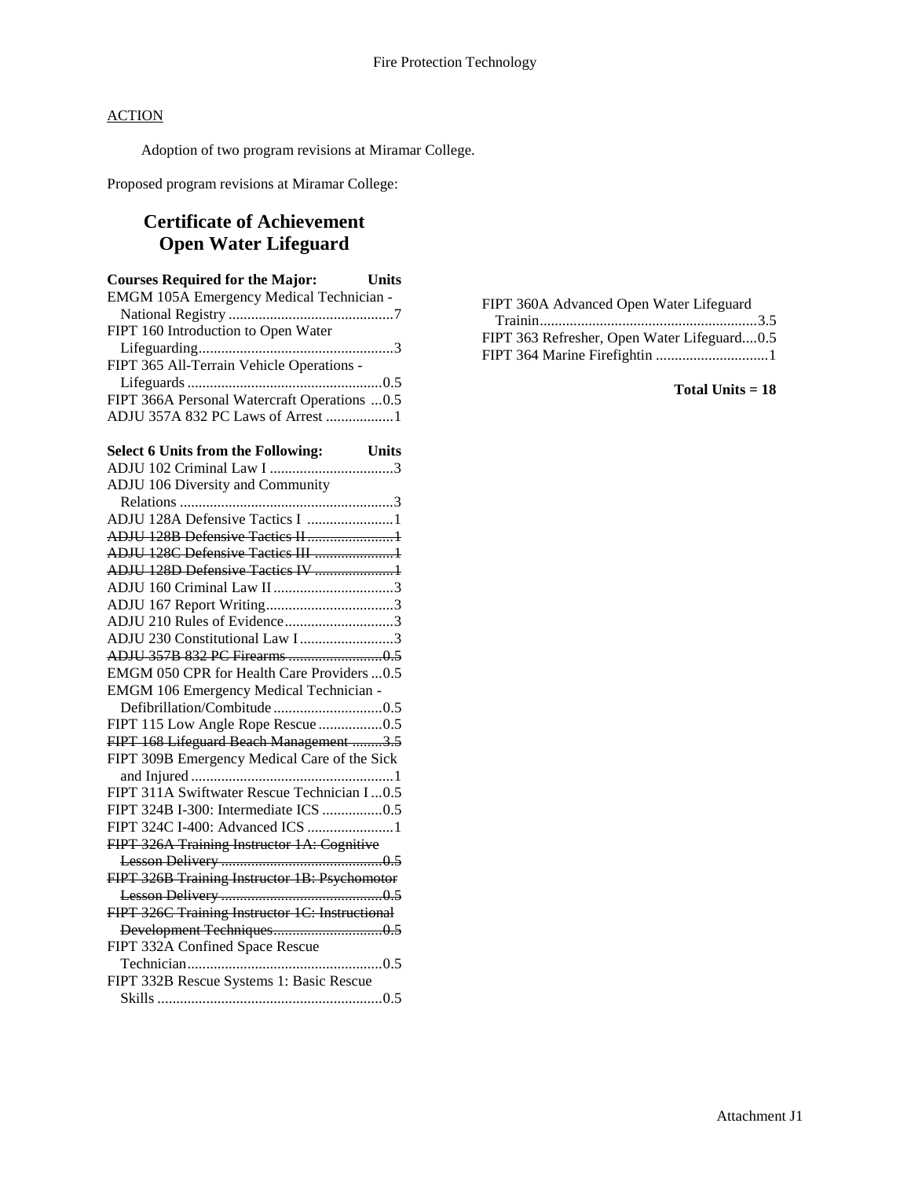## ACTION

Adoption of two program revisions at Miramar College.

Proposed program revisions at Miramar College:

## Certificate of Achievement
## Open Water Lifeguard

| Courses Required for the Major: | Units |
|---|---|
| EMGM 105A Emergency Medical Technician - National Registry | 7 |
| FIPT 160 Introduction to Open Water Lifeguarding | 3 |
| FIPT 365 All-Terrain Vehicle Operations - Lifeguards | 0.5 |
| FIPT 366A Personal Watercraft Operations | 0.5 |
| ADJU 357A 832 PC Laws of Arrest | 1 |

| Select 6 Units from the Following: | Units |
|---|---|
| ADJU 102 Criminal Law I | 3 |
| ADJU 106 Diversity and Community Relations | 3 |
| ADJU 128A Defensive Tactics I | 1 |
| ~~ADJU 128B Defensive Tactics II~~ | ~~1~~ |
| ~~ADJU 128C Defensive Tactics III~~ | ~~1~~ |
| ~~ADJU 128D Defensive Tactics IV~~ | ~~1~~ |
| ADJU 160 Criminal Law II | 3 |
| ADJU 167 Report Writing | 3 |
| ADJU 210 Rules of Evidence | 3 |
| ADJU 230 Constitutional Law I | 3 |
| ~~ADJU 357B 832 PC Firearms~~ | ~~0.5~~ |
| EMGM 050 CPR for Health Care Providers | 0.5 |
| EMGM 106 Emergency Medical Technician - Defibrillation/Combitude | 0.5 |
| FIPT 115 Low Angle Rope Rescue | 0.5 |
| ~~FIPT 168 Lifeguard Beach Management~~ | ~~3.5~~ |
| FIPT 309B Emergency Medical Care of the Sick and Injured | 1 |
| FIPT 311A Swiftwater Rescue Technician I | 0.5 |
| FIPT 324B I-300: Intermediate ICS | 0.5 |
| FIPT 324C I-400: Advanced ICS | 1 |
| ~~FIPT 326A Training Instructor 1A: Cognitive Lesson Delivery~~ | ~~0.5~~ |
| ~~FIPT 326B Training Instructor 1B: Psychomotor Lesson Delivery~~ | ~~0.5~~ |
| ~~FIPT 326C Training Instructor 1C: Instructional Development Techniques~~ | ~~0.5~~ |
| FIPT 332A Confined Space Rescue Technician | 0.5 |
| FIPT 332B Rescue Systems 1: Basic Rescue Skills | 0.5 |
| FIPT 360A Advanced Open Water Lifeguard Trainin | 3.5 |
| FIPT 363 Refresher, Open Water Lifeguard | 0.5 |
| FIPT 364 Marine Firefightin | 1 |

**Total Units = 18**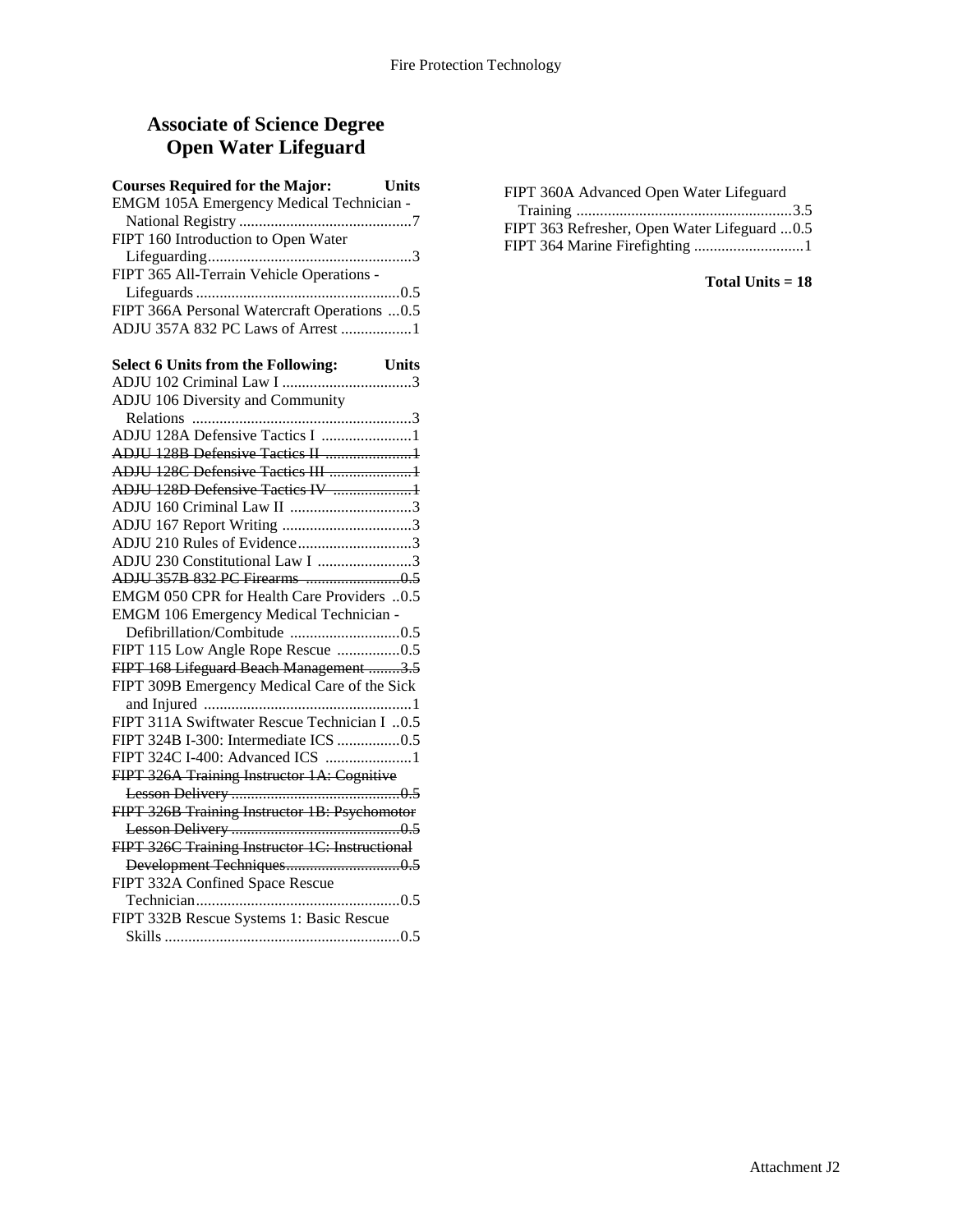## Associate of Science Degree
## Open Water Lifeguard

| Courses Required for the Major: | Units |
|---|---|
| EMGM 105A Emergency Medical Technician - National Registry | 7 |
| FIPT 160 Introduction to Open Water Lifeguarding | 3 |
| FIPT 365 All-Terrain Vehicle Operations - Lifeguards | 0.5 |
| FIPT 366A Personal Watercraft Operations | 0.5 |
| ADJU 357A 832 PC Laws of Arrest | 1 |

| Select 6 Units from the Following: | Units |
|---|---|
| ADJU 102 Criminal Law I | 3 |
| ADJU 106 Diversity and Community Relations | 3 |
| ADJU 128A Defensive Tactics I | 1 |
| ~~ADJU 128B Defensive Tactics II~~ | ~~1~~ |
| ~~ADJU 128C Defensive Tactics III~~ | ~~1~~ |
| ~~ADJU 128D Defensive Tactics IV~~ | ~~1~~ |
| ADJU 160 Criminal Law II | 3 |
| ADJU 167 Report Writing | 3 |
| ADJU 210 Rules of Evidence | 3 |
| ADJU 230 Constitutional Law I | 3 |
| ~~ADJU 357B 832 PC Firearms~~ | ~~0.5~~ |
| EMGM 050 CPR for Health Care Providers | 0.5 |
| EMGM 106 Emergency Medical Technician - Defibrillation/Combitude | 0.5 |
| FIPT 115 Low Angle Rope Rescue | 0.5 |
| ~~FIPT 168 Lifeguard Beach Management~~ | ~~3.5~~ |
| FIPT 309B Emergency Medical Care of the Sick and Injured | 1 |
| FIPT 311A Swiftwater Rescue Technician I | 0.5 |
| FIPT 324B I-300: Intermediate ICS | 0.5 |
| FIPT 324C I-400: Advanced ICS | 1 |
| ~~FIPT 326A Training Instructor 1A: Cognitive Lesson Delivery~~ | ~~0.5~~ |
| ~~FIPT 326B Training Instructor 1B: Psychomotor Lesson Delivery~~ | ~~0.5~~ |
| ~~FIPT 326C Training Instructor 1C: Instructional Development Techniques~~ | ~~0.5~~ |
| FIPT 332A Confined Space Rescue Technician | 0.5 |
| FIPT 332B Rescue Systems 1: Basic Rescue Skills | 0.5 |
| FIPT 360A Advanced Open Water Lifeguard Training | 3.5 |
| FIPT 363 Refresher, Open Water Lifeguard | 0.5 |
| FIPT 364 Marine Firefighting | 1 |

**Total Units = 18**

Attachment J2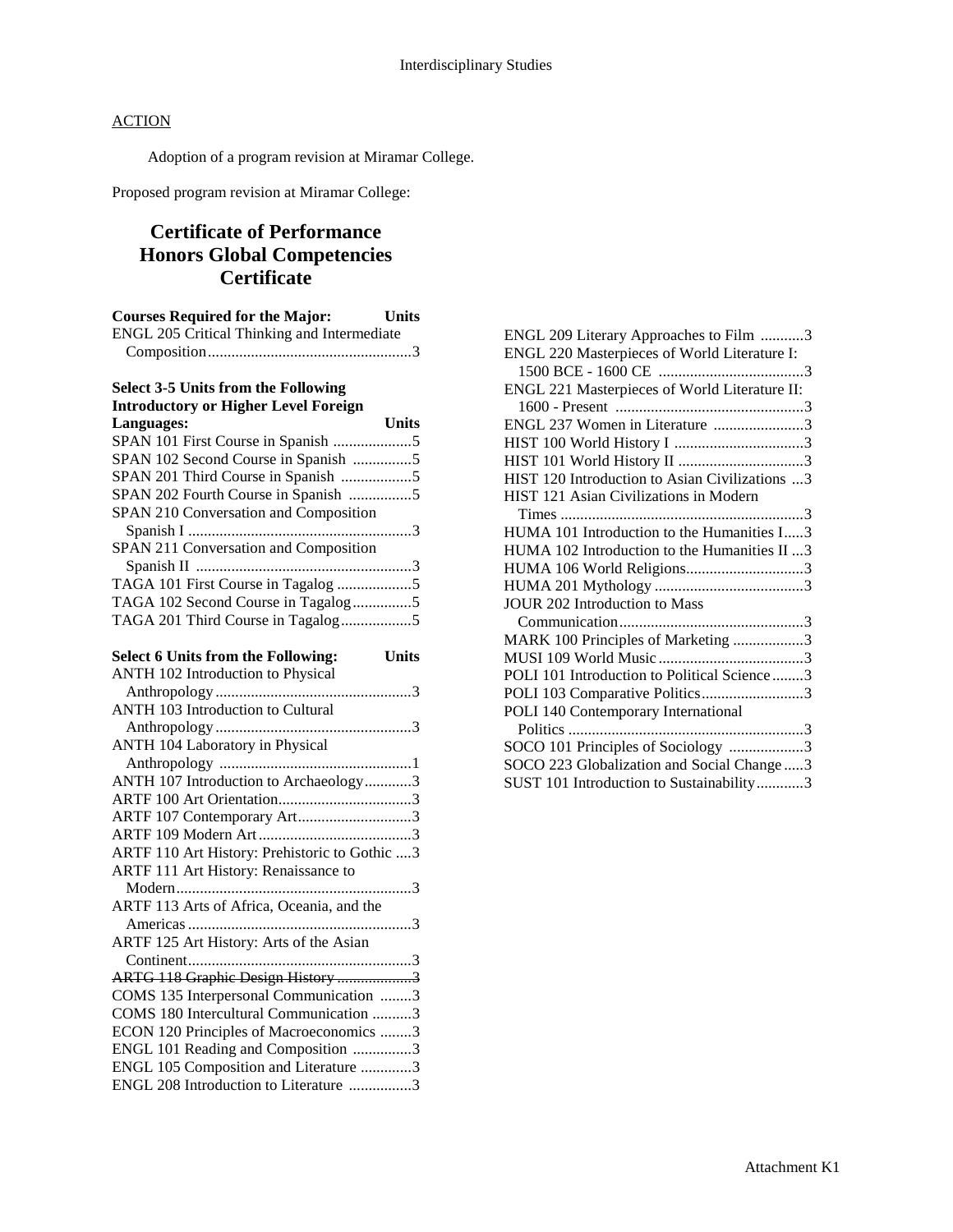ACTION

Adoption of a program revision at Miramar College.

Proposed program revision at Miramar College:

# Certificate of Performance
# Honors Global Competencies Certificate

| Courses Required for the Major: | Units |
|---|---|
| ENGL 205 Critical Thinking and Intermediate Composition | 3 |

| Select 3-5 Units from the Following Introductory or Higher Level Foreign Languages: | Units |
|---|---|
| SPAN 101 First Course in Spanish | 5 |
| SPAN 102 Second Course in Spanish | 5 |
| SPAN 201 Third Course in Spanish | 5 |
| SPAN 202 Fourth Course in Spanish | 5 |
| SPAN 210 Conversation and Composition Spanish I | 3 |
| SPAN 211 Conversation and Composition Spanish II | 3 |
| TAGA 101 First Course in Tagalog | 5 |
| TAGA 102 Second Course in Tagalog | 5 |
| TAGA 201 Third Course in Tagalog | 5 |

| Select 6 Units from the Following: | Units |
|---|---|
| ANTH 102 Introduction to Physical Anthropology | 3 |
| ANTH 103 Introduction to Cultural Anthropology | 3 |
| ANTH 104 Laboratory in Physical Anthropology | 1 |
| ANTH 107 Introduction to Archaeology | 3 |
| ARTF 100 Art Orientation | 3 |
| ARTF 107 Contemporary Art | 3 |
| ARTF 109 Modern Art | 3 |
| ARTF 110 Art History: Prehistoric to Gothic | 3 |
| ARTF 111 Art History: Renaissance to Modern | 3 |
| ARTF 113 Arts of Africa, Oceania, and the Americas | 3 |
| ARTF 125 Art History: Arts of the Asian Continent | 3 |
| ~~ARTG 118 Graphic Design History~~ | ~~3~~ |
| COMS 135 Interpersonal Communication | 3 |
| COMS 180 Intercultural Communication | 3 |
| ECON 120 Principles of Macroeconomics | 3 |
| ENGL 101 Reading and Composition | 3 |
| ENGL 105 Composition and Literature | 3 |
| ENGL 208 Introduction to Literature | 3 |
| ENGL 209 Literary Approaches to Film | 3 |
| ENGL 220 Masterpieces of World Literature I: 1500 BCE - 1600 CE | 3 |
| ENGL 221 Masterpieces of World Literature II: 1600 - Present | 3 |
| ENGL 237 Women in Literature | 3 |
| HIST 100 World History I | 3 |
| HIST 101 World History II | 3 |
| HIST 120 Introduction to Asian Civilizations | 3 |
| HIST 121 Asian Civilizations in Modern Times | 3 |
| HUMA 101 Introduction to the Humanities I | 3 |
| HUMA 102 Introduction to the Humanities II | 3 |
| HUMA 106 World Religions | 3 |
| HUMA 201 Mythology | 3 |
| JOUR 202 Introduction to Mass Communication | 3 |
| MARK 100 Principles of Marketing | 3 |
| MUSI 109 World Music | 3 |
| POLI 101 Introduction to Political Science | 3 |
| POLI 103 Comparative Politics | 3 |
| POLI 140 Contemporary International Politics | 3 |
| SOCO 101 Principles of Sociology | 3 |
| SOCO 223 Globalization and Social Change | 3 |
| SUST 101 Introduction to Sustainability | 3 |

Attachment K1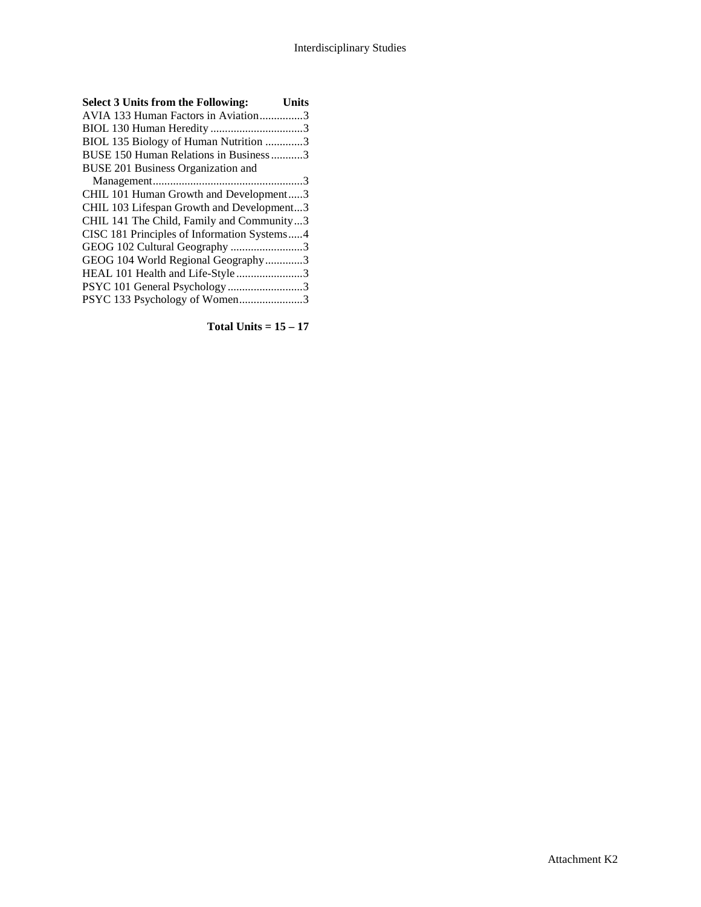| Select 3 Units from the Following: | Units |
|---|---|
| AVIA 133 Human Factors in Aviation | 3 |
| BIOL 130 Human Heredity | 3 |
| BIOL 135 Biology of Human Nutrition | 3 |
| BUSE 150 Human Relations in Business | 3 |
| BUSE 201 Business Organization and Management | 3 |
| CHIL 101 Human Growth and Development | 3 |
| CHIL 103 Lifespan Growth and Development | 3 |
| CHIL 141 The Child, Family and Community | 3 |
| CISC 181 Principles of Information Systems | 4 |
| GEOG 102 Cultural Geography | 3 |
| GEOG 104 World Regional Geography | 3 |
| HEAL 101 Health and Life-Style | 3 |
| PSYC 101 General Psychology | 3 |
| PSYC 133 Psychology of Women | 3 |

**Total Units = 15 – 17**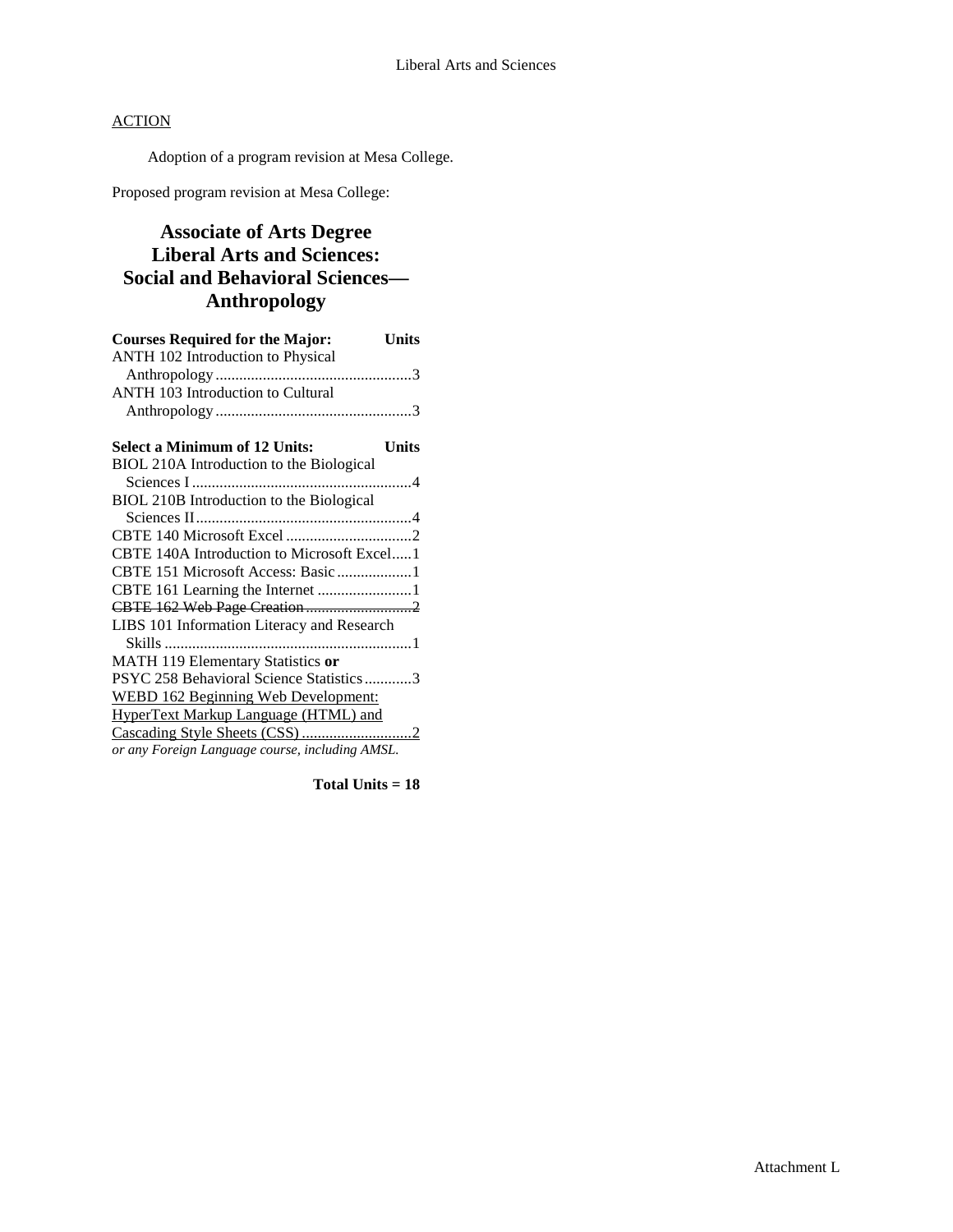## ACTION

Adoption of a program revision at Mesa College.

Proposed program revision at Mesa College:

# Associate of Arts Degree
# Liberal Arts and Sciences: Social and Behavioral Sciences—Anthropology

| Courses Required for the Major: | Units |
|---|---|
| ANTH 102 Introduction to Physical Anthropology | 3 |
| ANTH 103 Introduction to Cultural Anthropology | 3 |

| Select a Minimum of 12 Units: | Units |
|---|---|
| BIOL 210A Introduction to the Biological Sciences I | 4 |
| BIOL 210B Introduction to the Biological Sciences II | 4 |
| CBTE 140 Microsoft Excel | 2 |
| CBTE 140A Introduction to Microsoft Excel | 1 |
| CBTE 151 Microsoft Access: Basic | 1 |
| CBTE 161 Learning the Internet | 1 |
| ~~CBTE 162 Web Page Creation~~ | ~~2~~ |
| LIBS 101 Information Literacy and Research Skills | 1 |
| MATH 119 Elementary Statistics **or** PSYC 258 Behavioral Science Statistics | 3 |
| <u>WEBD 162 Beginning Web Development: HyperText Markup Language (HTML) and Cascading Style Sheets (CSS)</u> | <u>2</u> |
| *or any Foreign Language course, including AMSL.* | |

**Total Units = 18**

Attachment L